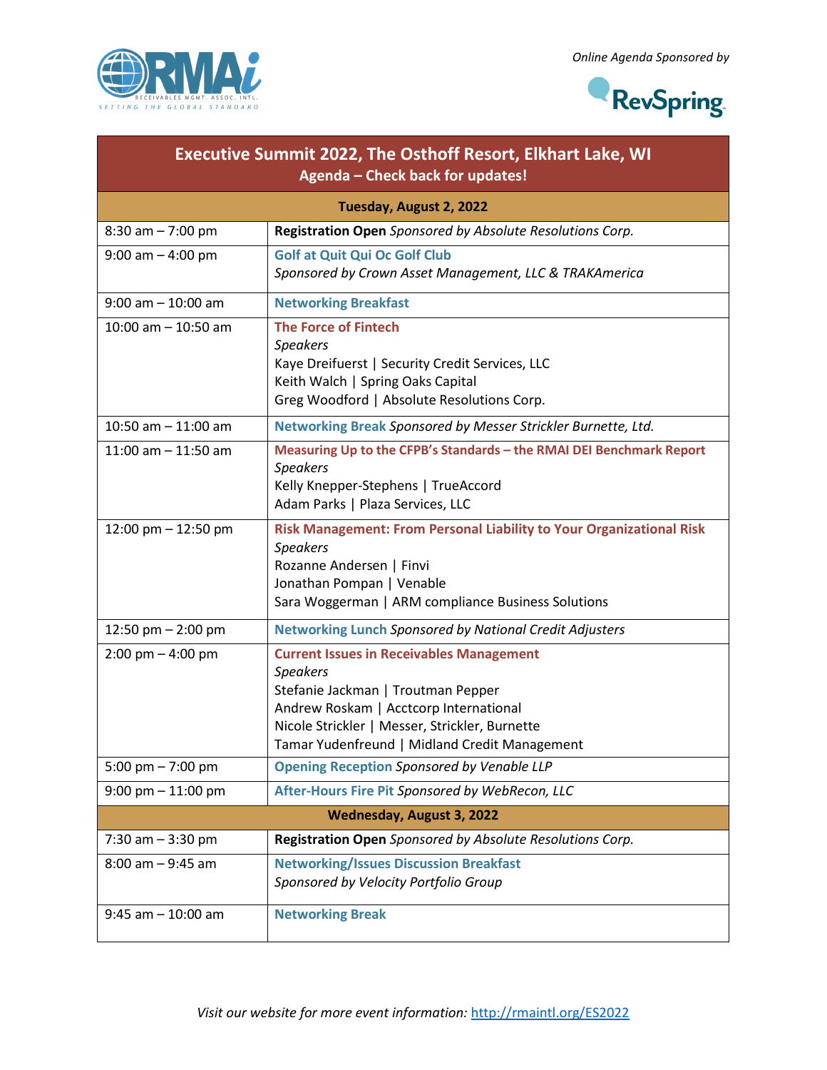Online Agenda Sponsored by

# Executive Summit 2022, The Osthoff Resort, Elkhart Lake, WI

## Agenda – Check back for updates!

| Time | Event |
|---|---|
| **Tuesday, August 2, 2022** | |
| 8:30 am – 7:00 pm | **Registration Open** *Sponsored by Absolute Resolutions Corp.* |
| 9:00 am – 4:00 pm | **Golf at Quit Qui Oc Golf Club** *Sponsored by Crown Asset Management, LLC & TRAKAmerica* |
| 9:00 am – 10:00 am | **Networking Breakfast** |
| 10:00 am – 10:50 am | **The Force of Fintech** *Speakers* Kaye Dreifuerst \| Security Credit Services, LLC; Keith Walch \| Spring Oaks Capital; Greg Woodford \| Absolute Resolutions Corp. |
| 10:50 am – 11:00 am | **Networking Break** *Sponsored by Messer Strickler Burnette, Ltd.* |
| 11:00 am – 11:50 am | **Measuring Up to the CFPB's Standards – the RMAI DEI Benchmark Report** *Speakers* Kelly Knepper-Stephens \| TrueAccord; Adam Parks \| Plaza Services, LLC |
| 12:00 pm – 12:50 pm | **Risk Management: From Personal Liability to Your Organizational Risk** *Speakers* Rozanne Andersen \| Finvi; Jonathan Pompan \| Venable; Sara Woggerman \| ARM compliance Business Solutions |
| 12:50 pm – 2:00 pm | **Networking Lunch** *Sponsored by National Credit Adjusters* |
| 2:00 pm – 4:00 pm | **Current Issues in Receivables Management** *Speakers* Stefanie Jackman \| Troutman Pepper; Andrew Roskam \| Acctcorp International; Nicole Strickler \| Messer, Strickler, Burnette; Tamar Yudenfreund \| Midland Credit Management |
| 5:00 pm – 7:00 pm | **Opening Reception** *Sponsored by Venable LLP* |
| 9:00 pm – 11:00 pm | **After-Hours Fire Pit** *Sponsored by WebRecon, LLC* |
| **Wednesday, August 3, 2022** | |
| 7:30 am – 3:30 pm | **Registration Open** *Sponsored by Absolute Resolutions Corp.* |
| 8:00 am – 9:45 am | **Networking/Issues Discussion Breakfast** *Sponsored by Velocity Portfolio Group* |
| 9:45 am – 10:00 am | **Networking Break** |

*Visit our website for more event information:* http://rmaintl.org/ES2022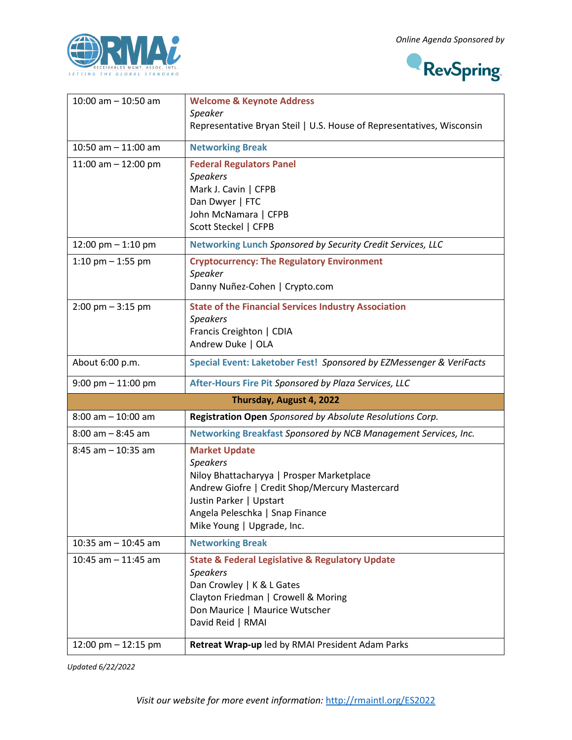*Online Agenda Sponsored by*

| | |
|---|---|
| 10:00 am – 10:50 am | **Welcome & Keynote Address**<br>*Speaker*<br>Representative Bryan Steil \| U.S. House of Representatives, Wisconsin |
| 10:50 am – 11:00 am | **Networking Break** |
| 11:00 am – 12:00 pm | **Federal Regulators Panel**<br>*Speakers*<br>Mark J. Cavin \| CFPB<br>Dan Dwyer \| FTC<br>John McNamara \| CFPB<br>Scott Steckel \| CFPB |
| 12:00 pm – 1:10 pm | **Networking Lunch** *Sponsored by Security Credit Services, LLC* |
| 1:10 pm – 1:55 pm | **Cryptocurrency: The Regulatory Environment**<br>*Speaker*<br>Danny Nuñez-Cohen \| Crypto.com |
| 2:00 pm – 3:15 pm | **State of the Financial Services Industry Association**<br>*Speakers*<br>Francis Creighton \| CDIA<br>Andrew Duke \| OLA |
| About 6:00 p.m. | **Special Event: Laketober Fest!** *Sponsored by EZMessenger & VeriFacts* |
| 9:00 pm – 11:00 pm | **After-Hours Fire Pit** *Sponsored by Plaza Services, LLC* |
| **Thursday, August 4, 2022** | |
| 8:00 am – 10:00 am | **Registration Open** *Sponsored by Absolute Resolutions Corp.* |
| 8:00 am – 8:45 am | **Networking Breakfast** *Sponsored by NCB Management Services, Inc.* |
| 8:45 am – 10:35 am | **Market Update**<br>*Speakers*<br>Niloy Bhattacharyya \| Prosper Marketplace<br>Andrew Giofre \| Credit Shop/Mercury Mastercard<br>Justin Parker \| Upstart<br>Angela Peleschka \| Snap Finance<br>Mike Young \| Upgrade, Inc. |
| 10:35 am – 10:45 am | **Networking Break** |
| 10:45 am – 11:45 am | **State & Federal Legislative & Regulatory Update**<br>*Speakers*<br>Dan Crowley \| K & L Gates<br>Clayton Friedman \| Crowell & Moring<br>Don Maurice \| Maurice Wutscher<br>David Reid \| RMAI |
| 12:00 pm – 12:15 pm | **Retreat Wrap-up** led by RMAI President Adam Parks |

*Updated 6/22/2022*

*Visit our website for more event information:* http://rmaintl.org/ES2022